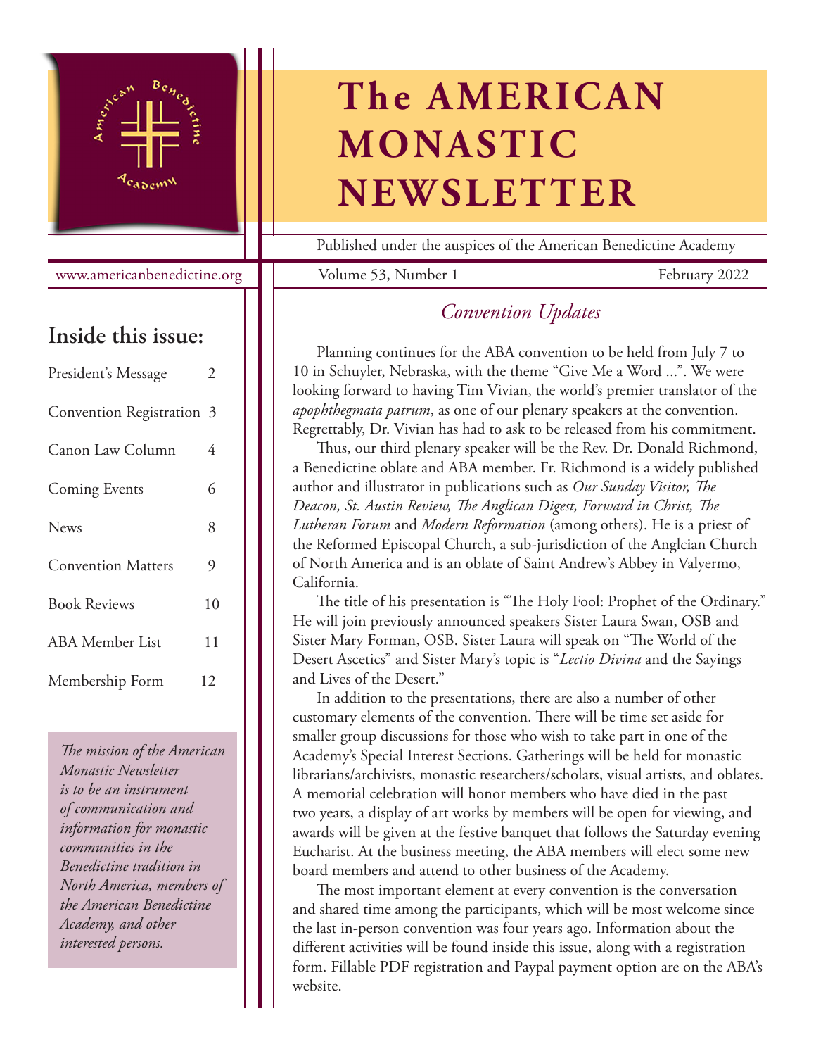# The AMERICAN MONASTIC NEWSLETTER

Published under the auspices of the American Benedictine Academy

www.americanbenedictine.org

Volume 53, Number 1 February 2022

## Inside this issue:

| | |
|---|---|
| President's Message | 2 |
| Convention Registration | 3 |
| Canon Law Column | 4 |
| Coming Events | 6 |
| News | 8 |
| Convention Matters | 9 |
| Book Reviews | 10 |
| ABA Member List | 11 |
| Membership Form | 12 |

*The mission of the American Monastic Newsletter is to be an instrument of communication and information for monastic communities in the Benedictine tradition in North America, members of the American Benedictine Academy, and other interested persons.*

## *Convention Updates*

Planning continues for the ABA convention to be held from July 7 to 10 in Schuyler, Nebraska, with the theme "Give Me a Word ...". We were looking forward to having Tim Vivian, the world's premier translator of the *apophthegmata patrum*, as one of our plenary speakers at the convention. Regrettably, Dr. Vivian has had to ask to be released from his commitment.

Thus, our third plenary speaker will be the Rev. Dr. Donald Richmond, a Benedictine oblate and ABA member. Fr. Richmond is a widely published author and illustrator in publications such as *Our Sunday Visitor, The Deacon, St. Austin Review, The Anglican Digest, Forward in Christ, The Lutheran Forum* and *Modern Reformation* (among others). He is a priest of the Reformed Episcopal Church, a sub-jurisdiction of the Anglcian Church of North America and is an oblate of Saint Andrew's Abbey in Valyermo, California.

The title of his presentation is "The Holy Fool: Prophet of the Ordinary." He will join previously announced speakers Sister Laura Swan, OSB and Sister Mary Forman, OSB. Sister Laura will speak on "The World of the Desert Ascetics" and Sister Mary's topic is "*Lectio Divina* and the Sayings and Lives of the Desert."

In addition to the presentations, there are also a number of other customary elements of the convention. There will be time set aside for smaller group discussions for those who wish to take part in one of the Academy's Special Interest Sections. Gatherings will be held for monastic librarians/archivists, monastic researchers/scholars, visual artists, and oblates. A memorial celebration will honor members who have died in the past two years, a display of art works by members will be open for viewing, and awards will be given at the festive banquet that follows the Saturday evening Eucharist. At the business meeting, the ABA members will elect some new board members and attend to other business of the Academy.

The most important element at every convention is the conversation and shared time among the participants, which will be most welcome since the last in-person convention was four years ago. Information about the different activities will be found inside this issue, along with a registration form. Fillable PDF registration and Paypal payment option are on the ABA's website.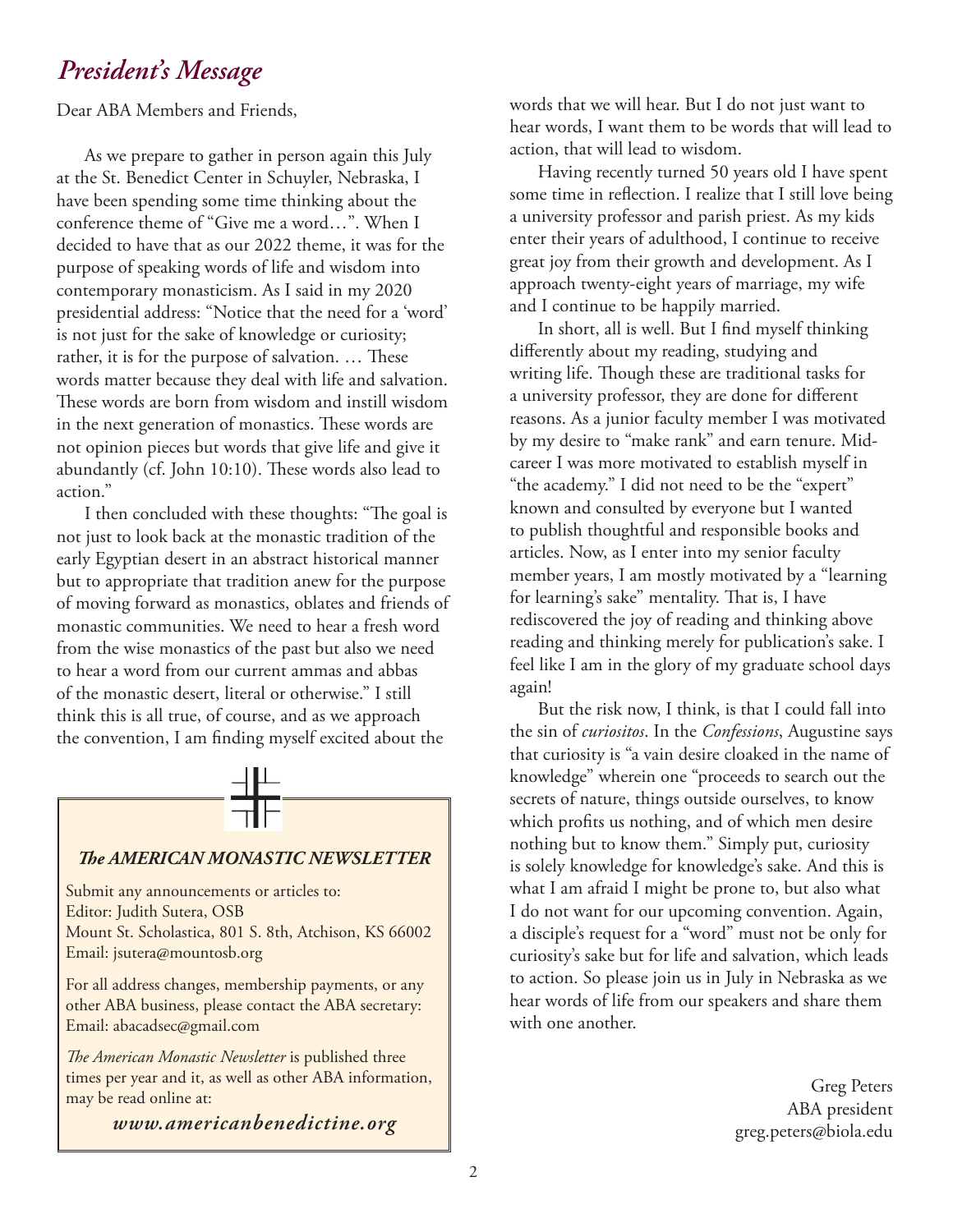## *President's Message*

Dear ABA Members and Friends,

As we prepare to gather in person again this July at the St. Benedict Center in Schuyler, Nebraska, I have been spending some time thinking about the conference theme of "Give me a word…". When I decided to have that as our 2022 theme, it was for the purpose of speaking words of life and wisdom into contemporary monasticism. As I said in my 2020 presidential address: "Notice that the need for a 'word' is not just for the sake of knowledge or curiosity; rather, it is for the purpose of salvation. … These words matter because they deal with life and salvation. These words are born from wisdom and instill wisdom in the next generation of monastics. These words are not opinion pieces but words that give life and give it abundantly (cf. John 10:10). These words also lead to action."

I then concluded with these thoughts: "The goal is not just to look back at the monastic tradition of the early Egyptian desert in an abstract historical manner but to appropriate that tradition anew for the purpose of moving forward as monastics, oblates and friends of monastic communities. We need to hear a fresh word from the wise monastics of the past but also we need to hear a word from our current ammas and abbas of the monastic desert, literal or otherwise." I still think this is all true, of course, and as we approach the convention, I am finding myself excited about the words that we will hear. But I do not just want to hear words, I want them to be words that will lead to action, that will lead to wisdom.

Having recently turned 50 years old I have spent some time in reflection. I realize that I still love being a university professor and parish priest. As my kids enter their years of adulthood, I continue to receive great joy from their growth and development. As I approach twenty-eight years of marriage, my wife and I continue to be happily married.

In short, all is well. But I find myself thinking differently about my reading, studying and writing life. Though these are traditional tasks for a university professor, they are done for different reasons. As a junior faculty member I was motivated by my desire to "make rank" and earn tenure. Mid-career I was more motivated to establish myself in "the academy." I did not need to be the "expert" known and consulted by everyone but I wanted to publish thoughtful and responsible books and articles. Now, as I enter into my senior faculty member years, I am mostly motivated by a "learning for learning's sake" mentality. That is, I have rediscovered the joy of reading and thinking above reading and thinking merely for publication's sake. I feel like I am in the glory of my graduate school days again!

But the risk now, I think, is that I could fall into the sin of *curiositos*. In the *Confessions*, Augustine says that curiosity is "a vain desire cloaked in the name of knowledge" wherein one "proceeds to search out the secrets of nature, things outside ourselves, to know which profits us nothing, and of which men desire nothing but to know them." Simply put, curiosity is solely knowledge for knowledge's sake. And this is what I am afraid I might be prone to, but also what I do not want for our upcoming convention. Again, a disciple's request for a "word" must not be only for curiosity's sake but for life and salvation, which leads to action. So please join us in July in Nebraska as we hear words of life from our speakers and share them with one another.

Greg Peters
ABA president
greg.peters@biola.edu

---

### *The AMERICAN MONASTIC NEWSLETTER*

Submit any announcements or articles to:
Editor: Judith Sutera, OSB
Mount St. Scholastica, 801 S. 8th, Atchison, KS 66002
Email: jsutera@mountosb.org

For all address changes, membership payments, or any other ABA business, please contact the ABA secretary:
Email: abacadsec@gmail.com

*The American Monastic Newsletter* is published three times per year and it, as well as other ABA information, may be read online at:

***www.americanbenedictine.org***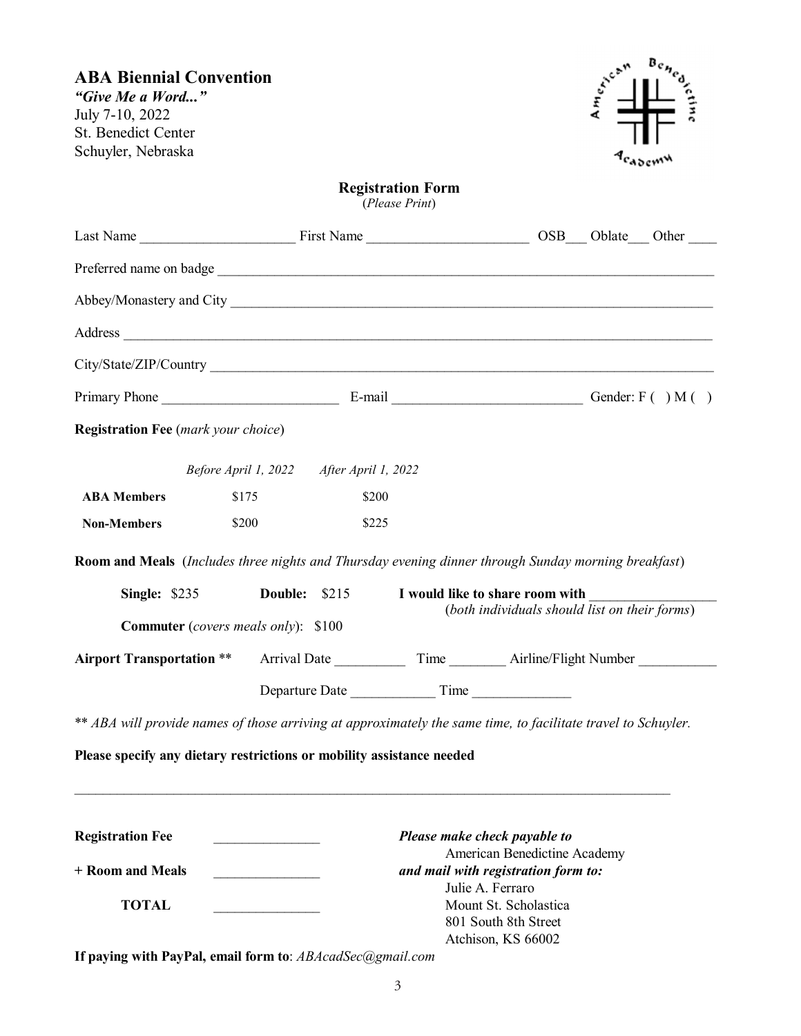**ABA Biennial Convention**
***"Give Me a Word..."***
July 7-10, 2022
St. Benedict Center
Schuyler, Nebraska

## Registration Form

(*Please Print*)

Last Name ______________________ First Name _______________________ OSB___ Oblate___ Other ____

Preferred name on badge ___________________________________________________________________________

Abbey/Monastery and City __________________________________________________________________________

Address _________________________________________________________________________________________

City/State/ZIP/Country ____________________________________________________________________________

Primary Phone _________________________ E-mail ___________________________ Gender: F ( ) M ( )

**Registration Fee** (*mark your choice*)

| | *Before April 1, 2022* | *After April 1, 2022* |
|---|---|---|
| **ABA Members** | $175 | $200 |
| **Non-Members** | $200 | $225 |

**Room and Meals** (*Includes three nights and Thursday evening dinner through Sunday morning breakfast*)

**Single:** $235 **Double:** $215 **I would like to share room with** __________________
(*both individuals should list on their forms*)

**Commuter** (*covers meals only*): $100

**Airport Transportation** ** Arrival Date __________ Time ________ Airline/Flight Number ___________

Departure Date ____________ Time ______________

*\*\* ABA will provide names of those arriving at approximately the same time, to facilitate travel to Schuyler.*

**Please specify any dietary restrictions or mobility assistance needed**

_________________________________________________________________________________________

**Registration Fee** _______________

**+ Room and Meals** _______________

**TOTAL** _______________

***Please make check payable to***
American Benedictine Academy
***and mail with registration form to:***
Julie A. Ferraro
Mount St. Scholastica
801 South 8th Street
Atchison, KS 66002

**If paying with PayPal, email form to**: *ABAcadSec@gmail.com*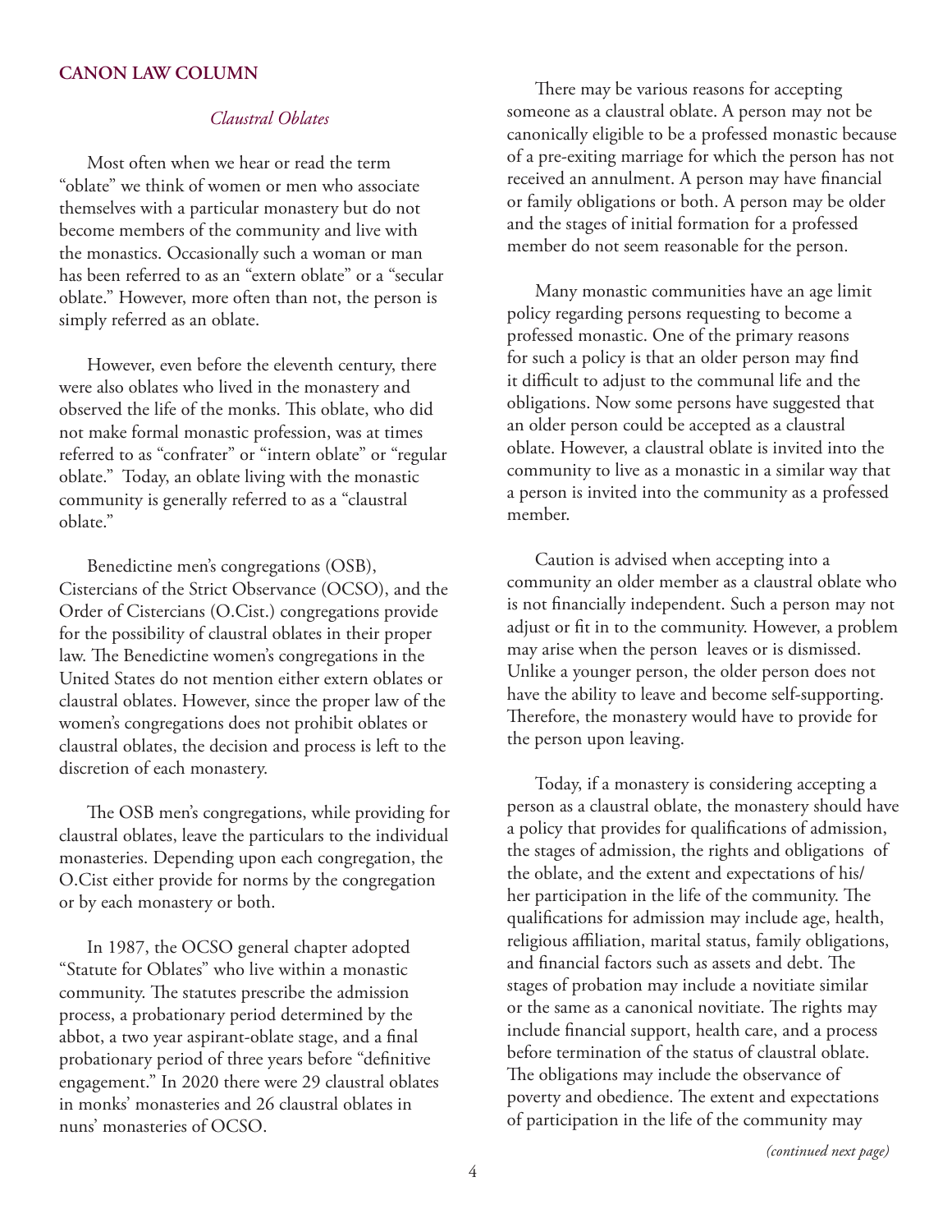## CANON LAW COLUMN

### *Claustral Oblates*

Most often when we hear or read the term "oblate" we think of women or men who associate themselves with a particular monastery but do not become members of the community and live with the monastics. Occasionally such a woman or man has been referred to as an "extern oblate" or a "secular oblate." However, more often than not, the person is simply referred as an oblate.

However, even before the eleventh century, there were also oblates who lived in the monastery and observed the life of the monks. This oblate, who did not make formal monastic profession, was at times referred to as "confrater" or "intern oblate" or "regular oblate." Today, an oblate living with the monastic community is generally referred to as a "claustral oblate."

Benedictine men's congregations (OSB), Cistercians of the Strict Observance (OCSO), and the Order of Cistercians (O.Cist.) congregations provide for the possibility of claustral oblates in their proper law. The Benedictine women's congregations in the United States do not mention either extern oblates or claustral oblates. However, since the proper law of the women's congregations does not prohibit oblates or claustral oblates, the decision and process is left to the discretion of each monastery.

The OSB men's congregations, while providing for claustral oblates, leave the particulars to the individual monasteries. Depending upon each congregation, the O.Cist either provide for norms by the congregation or by each monastery or both.

In 1987, the OCSO general chapter adopted "Statute for Oblates" who live within a monastic community. The statutes prescribe the admission process, a probationary period determined by the abbot, a two year aspirant-oblate stage, and a final probationary period of three years before "definitive engagement." In 2020 there were 29 claustral oblates in monks' monasteries and 26 claustral oblates in nuns' monasteries of OCSO.

There may be various reasons for accepting someone as a claustral oblate. A person may not be canonically eligible to be a professed monastic because of a pre-exiting marriage for which the person has not received an annulment. A person may have financial or family obligations or both. A person may be older and the stages of initial formation for a professed member do not seem reasonable for the person.

Many monastic communities have an age limit policy regarding persons requesting to become a professed monastic. One of the primary reasons for such a policy is that an older person may find it difficult to adjust to the communal life and the obligations. Now some persons have suggested that an older person could be accepted as a claustral oblate. However, a claustral oblate is invited into the community to live as a monastic in a similar way that a person is invited into the community as a professed member.

Caution is advised when accepting into a community an older member as a claustral oblate who is not financially independent. Such a person may not adjust or fit in to the community. However, a problem may arise when the person leaves or is dismissed. Unlike a younger person, the older person does not have the ability to leave and become self-supporting. Therefore, the monastery would have to provide for the person upon leaving.

Today, if a monastery is considering accepting a person as a claustral oblate, the monastery should have a policy that provides for qualifications of admission, the stages of admission, the rights and obligations of the oblate, and the extent and expectations of his/her participation in the life of the community. The qualifications for admission may include age, health, religious affiliation, marital status, family obligations, and financial factors such as assets and debt. The stages of probation may include a novitiate similar or the same as a canonical novitiate. The rights may include financial support, health care, and a process before termination of the status of claustral oblate. The obligations may include the observance of poverty and obedience. The extent and expectations of participation in the life of the community may

*(continued next page)*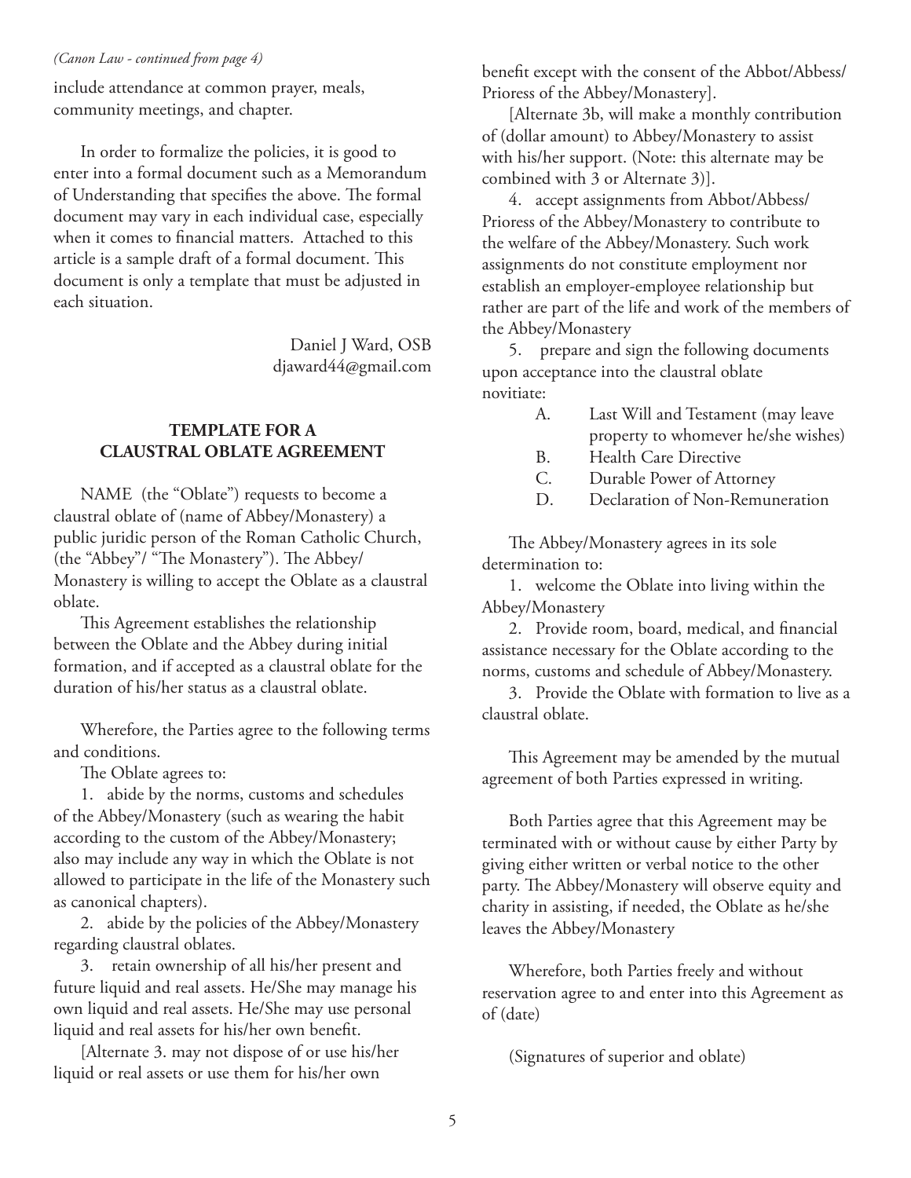*(Canon Law - continued from page 4)*

include attendance at common prayer, meals, community meetings, and chapter.

In order to formalize the policies, it is good to enter into a formal document such as a Memorandum of Understanding that specifies the above. The formal document may vary in each individual case, especially when it comes to financial matters. Attached to this article is a sample draft of a formal document. This document is only a template that must be adjusted in each situation.

Daniel J Ward, OSB
djaward44@gmail.com

## TEMPLATE FOR A CLAUSTRAL OBLATE AGREEMENT

NAME (the "Oblate") requests to become a claustral oblate of (name of Abbey/Monastery) a public juridic person of the Roman Catholic Church, (the "Abbey"/ "The Monastery"). The Abbey/Monastery is willing to accept the Oblate as a claustral oblate.

This Agreement establishes the relationship between the Oblate and the Abbey during initial formation, and if accepted as a claustral oblate for the duration of his/her status as a claustral oblate.

Wherefore, the Parties agree to the following terms and conditions.

The Oblate agrees to:

1. abide by the norms, customs and schedules of the Abbey/Monastery (such as wearing the habit according to the custom of the Abbey/Monastery; also may include any way in which the Oblate is not allowed to participate in the life of the Monastery such as canonical chapters).
2. abide by the policies of the Abbey/Monastery regarding claustral oblates.
3. retain ownership of all his/her present and future liquid and real assets. He/She may manage his own liquid and real assets. He/She may use personal liquid and real assets for his/her own benefit.

[Alternate 3. may not dispose of or use his/her liquid or real assets or use them for his/her own benefit except with the consent of the Abbot/Abbess/Prioress of the Abbey/Monastery].

[Alternate 3b, will make a monthly contribution of (dollar amount) to Abbey/Monastery to assist with his/her support. (Note: this alternate may be combined with 3 or Alternate 3)].

4. accept assignments from Abbot/Abbess/Prioress of the Abbey/Monastery to contribute to the welfare of the Abbey/Monastery. Such work assignments do not constitute employment nor establish an employer-employee relationship but rather are part of the life and work of the members of the Abbey/Monastery
5. prepare and sign the following documents upon acceptance into the claustral oblate novitiate:
   - A. Last Will and Testament (may leave property to whomever he/she wishes)
   - B. Health Care Directive
   - C. Durable Power of Attorney
   - D. Declaration of Non-Remuneration

The Abbey/Monastery agrees in its sole determination to:

1. welcome the Oblate into living within the Abbey/Monastery
2. Provide room, board, medical, and financial assistance necessary for the Oblate according to the norms, customs and schedule of Abbey/Monastery.
3. Provide the Oblate with formation to live as a claustral oblate.

This Agreement may be amended by the mutual agreement of both Parties expressed in writing.

Both Parties agree that this Agreement may be terminated with or without cause by either Party by giving either written or verbal notice to the other party. The Abbey/Monastery will observe equity and charity in assisting, if needed, the Oblate as he/she leaves the Abbey/Monastery

Wherefore, both Parties freely and without reservation agree to and enter into this Agreement as of (date)

(Signatures of superior and oblate)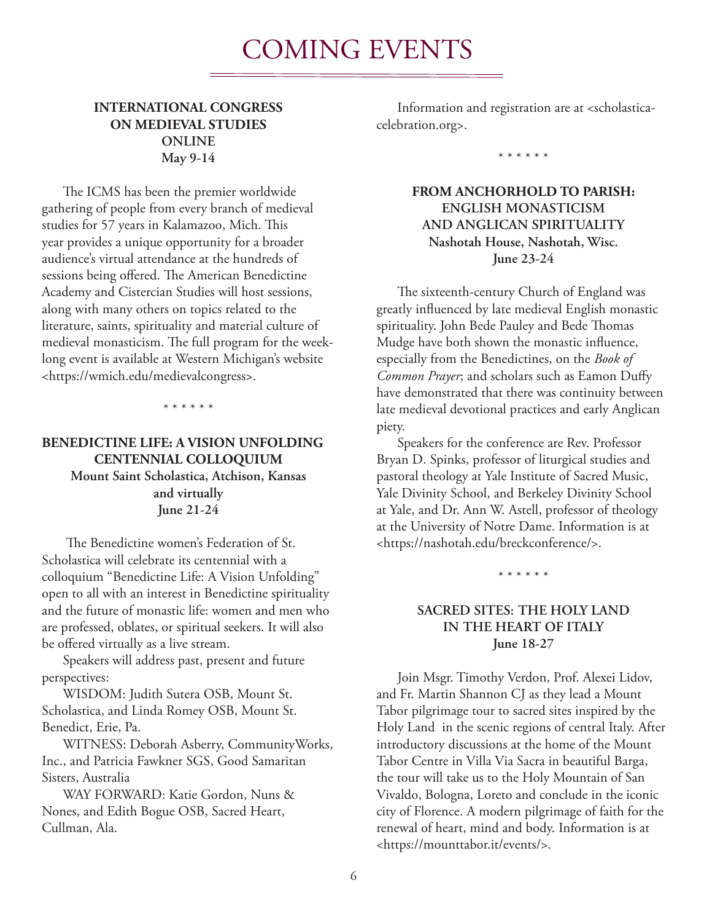# COMING EVENTS

### INTERNATIONAL CONGRESS ON MEDIEVAL STUDIES ONLINE May 9-14

The ICMS has been the premier worldwide gathering of people from every branch of medieval studies for 57 years in Kalamazoo, Mich. This year provides a unique opportunity for a broader audience's virtual attendance at the hundreds of sessions being offered. The American Benedictine Academy and Cistercian Studies will host sessions, along with many others on topics related to the literature, saints, spirituality and material culture of medieval monasticism. The full program for the week-long event is available at Western Michigan's website <https://wmich.edu/medievalcongress>.

\* \* \* \* \* \*

### BENEDICTINE LIFE: A VISION UNFOLDING CENTENNIAL COLLOQUIUM

**Mount Saint Scholastica, Atchison, Kansas and virtually**
**June 21-24**

The Benedictine women's Federation of St. Scholastica will celebrate its centennial with a colloquium "Benedictine Life: A Vision Unfolding" open to all with an interest in Benedictine spirituality and the future of monastic life: women and men who are professed, oblates, or spiritual seekers. It will also be offered virtually as a live stream.

Speakers will address past, present and future perspectives:

WISDOM: Judith Sutera OSB, Mount St. Scholastica, and Linda Romey OSB, Mount St. Benedict, Erie, Pa.

WITNESS: Deborah Asberry, CommunityWorks, Inc., and Patricia Fawkner SGS, Good Samaritan Sisters, Australia

WAY FORWARD: Katie Gordon, Nuns & Nones, and Edith Bogue OSB, Sacred Heart, Cullman, Ala.

Information and registration are at <scholastica-celebration.org>.

\* \* \* \* \* \*

### FROM ANCHORHOLD TO PARISH: ENGLISH MONASTICISM AND ANGLICAN SPIRITUALITY

**Nashotah House, Nashotah, Wisc.**
**June 23-24**

The sixteenth-century Church of England was greatly influenced by late medieval English monastic spirituality. John Bede Pauley and Bede Thomas Mudge have both shown the monastic influence, especially from the Benedictines, on the *Book of Common Prayer*; and scholars such as Eamon Duffy have demonstrated that there was continuity between late medieval devotional practices and early Anglican piety.

Speakers for the conference are Rev. Professor Bryan D. Spinks, professor of liturgical studies and pastoral theology at Yale Institute of Sacred Music, Yale Divinity School, and Berkeley Divinity School at Yale, and Dr. Ann W. Astell, professor of theology at the University of Notre Dame. Information is at <https://nashotah.edu/breckconference/>.

\* \* \* \* \* \*

### SACRED SITES: THE HOLY LAND IN THE HEART OF ITALY

**June 18-27**

Join Msgr. Timothy Verdon, Prof. Alexei Lidov, and Fr. Martin Shannon CJ as they lead a Mount Tabor pilgrimage tour to sacred sites inspired by the Holy Land in the scenic regions of central Italy. After introductory discussions at the home of the Mount Tabor Centre in Villa Via Sacra in beautiful Barga, the tour will take us to the Holy Mountain of San Vivaldo, Bologna, Loreto and conclude in the iconic city of Florence. A modern pilgrimage of faith for the renewal of heart, mind and body. Information is at <https://mounttabor.it/events/>.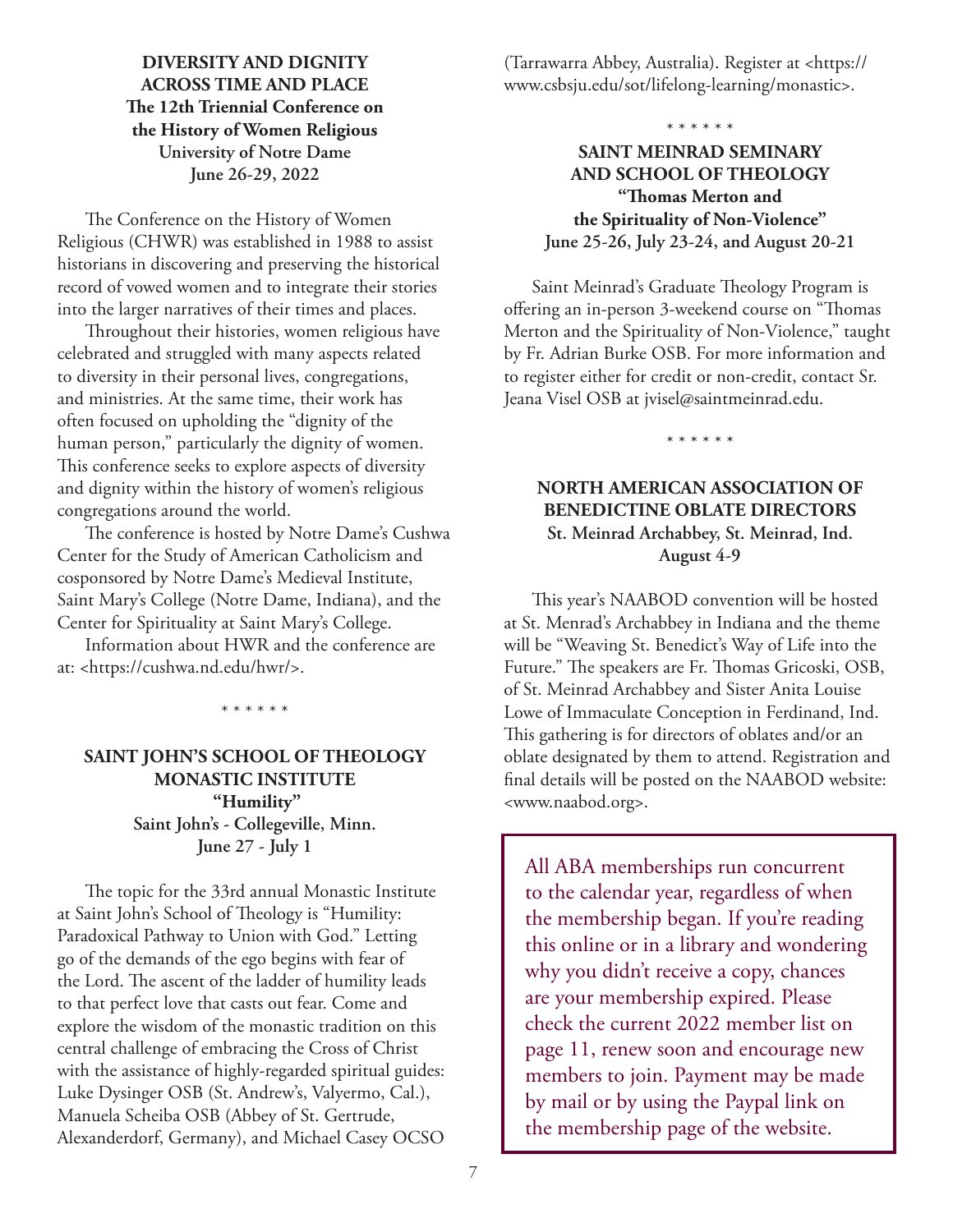**DIVERSITY AND DIGNITY ACROSS TIME AND PLACE**
**The 12th Triennial Conference on the History of Women Religious**
**University of Notre Dame**
**June 26-29, 2022**

The Conference on the History of Women Religious (CHWR) was established in 1988 to assist historians in discovering and preserving the historical record of vowed women and to integrate their stories into the larger narratives of their times and places.

Throughout their histories, women religious have celebrated and struggled with many aspects related to diversity in their personal lives, congregations, and ministries. At the same time, their work has often focused on upholding the "dignity of the human person," particularly the dignity of women. This conference seeks to explore aspects of diversity and dignity within the history of women's religious congregations around the world.

The conference is hosted by Notre Dame's Cushwa Center for the Study of American Catholicism and cosponsored by Notre Dame's Medieval Institute, Saint Mary's College (Notre Dame, Indiana), and the Center for Spirituality at Saint Mary's College.

Information about HWR and the conference are at: <https://cushwa.nd.edu/hwr/>.

\* \* \* \* \* \*

**SAINT JOHN'S SCHOOL OF THEOLOGY MONASTIC INSTITUTE**
**"Humility"**
**Saint John's - Collegeville, Minn.**
**June 27 - July 1**

The topic for the 33rd annual Monastic Institute at Saint John's School of Theology is "Humility: Paradoxical Pathway to Union with God." Letting go of the demands of the ego begins with fear of the Lord. The ascent of the ladder of humility leads to that perfect love that casts out fear. Come and explore the wisdom of the monastic tradition on this central challenge of embracing the Cross of Christ with the assistance of highly-regarded spiritual guides: Luke Dysinger OSB (St. Andrew's, Valyermo, Cal.), Manuela Scheiba OSB (Abbey of St. Gertrude, Alexanderdorf, Germany), and Michael Casey OCSO (Tarrawarra Abbey, Australia). Register at <https://www.csbsju.edu/sot/lifelong-learning/monastic>.

\* \* \* \* \* \*

**SAINT MEINRAD SEMINARY AND SCHOOL OF THEOLOGY**
**"Thomas Merton and the Spirituality of Non-Violence"**
**June 25-26, July 23-24, and August 20-21**

Saint Meinrad's Graduate Theology Program is offering an in-person 3-weekend course on "Thomas Merton and the Spirituality of Non-Violence," taught by Fr. Adrian Burke OSB. For more information and to register either for credit or non-credit, contact Sr. Jeana Visel OSB at jvisel@saintmeinrad.edu.

\* \* \* \* \* \*

**NORTH AMERICAN ASSOCIATION OF BENEDICTINE OBLATE DIRECTORS**
**St. Meinrad Archabbey, St. Meinrad, Ind.**
**August 4-9**

This year's NAABOD convention will be hosted at St. Menrad's Archabbey in Indiana and the theme will be "Weaving St. Benedict's Way of Life into the Future." The speakers are Fr. Thomas Gricoski, OSB, of St. Meinrad Archabbey and Sister Anita Louise Lowe of Immaculate Conception in Ferdinand, Ind. This gathering is for directors of oblates and/or an oblate designated by them to attend. Registration and final details will be posted on the NAABOD website: <www.naabod.org>.

All ABA memberships run concurrent to the calendar year, regardless of when the membership began. If you're reading this online or in a library and wondering why you didn't receive a copy, chances are your membership expired. Please check the current 2022 member list on page 11, renew soon and encourage new members to join. Payment may be made by mail or by using the Paypal link on the membership page of the website.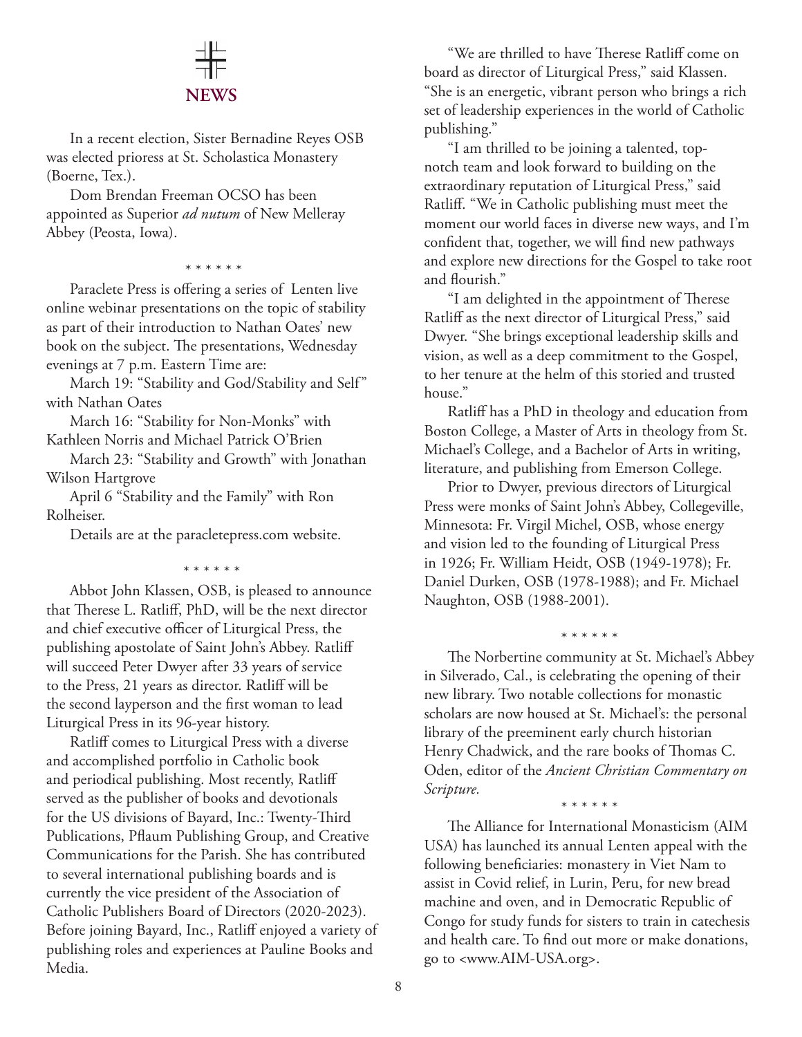# NEWS

In a recent election, Sister Bernadine Reyes OSB was elected prioress at St. Scholastica Monastery (Boerne, Tex.).

Dom Brendan Freeman OCSO has been appointed as Superior *ad nutum* of New Melleray Abbey (Peosta, Iowa).

\* \* \* \* \* \*

Paraclete Press is offering a series of Lenten live online webinar presentations on the topic of stability as part of their introduction to Nathan Oates' new book on the subject. The presentations, Wednesday evenings at 7 p.m. Eastern Time are:

March 19: "Stability and God/Stability and Self" with Nathan Oates

March 16: "Stability for Non-Monks" with Kathleen Norris and Michael Patrick O'Brien

March 23: "Stability and Growth" with Jonathan Wilson Hartgrove

April 6 "Stability and the Family" with Ron Rolheiser.

Details are at the paracletepress.com website.

\* \* \* \* \* \*

Abbot John Klassen, OSB, is pleased to announce that Therese L. Ratliff, PhD, will be the next director and chief executive officer of Liturgical Press, the publishing apostolate of Saint John's Abbey. Ratliff will succeed Peter Dwyer after 33 years of service to the Press, 21 years as director. Ratliff will be the second layperson and the first woman to lead Liturgical Press in its 96-year history.

Ratliff comes to Liturgical Press with a diverse and accomplished portfolio in Catholic book and periodical publishing. Most recently, Ratliff served as the publisher of books and devotionals for the US divisions of Bayard, Inc.: Twenty-Third Publications, Pflaum Publishing Group, and Creative Communications for the Parish. She has contributed to several international publishing boards and is currently the vice president of the Association of Catholic Publishers Board of Directors (2020-2023). Before joining Bayard, Inc., Ratliff enjoyed a variety of publishing roles and experiences at Pauline Books and Media.

"We are thrilled to have Therese Ratliff come on board as director of Liturgical Press," said Klassen. "She is an energetic, vibrant person who brings a rich set of leadership experiences in the world of Catholic publishing."

"I am thrilled to be joining a talented, top-notch team and look forward to building on the extraordinary reputation of Liturgical Press," said Ratliff. "We in Catholic publishing must meet the moment our world faces in diverse new ways, and I'm confident that, together, we will find new pathways and explore new directions for the Gospel to take root and flourish."

"I am delighted in the appointment of Therese Ratliff as the next director of Liturgical Press," said Dwyer. "She brings exceptional leadership skills and vision, as well as a deep commitment to the Gospel, to her tenure at the helm of this storied and trusted house."

Ratliff has a PhD in theology and education from Boston College, a Master of Arts in theology from St. Michael's College, and a Bachelor of Arts in writing, literature, and publishing from Emerson College.

Prior to Dwyer, previous directors of Liturgical Press were monks of Saint John's Abbey, Collegeville, Minnesota: Fr. Virgil Michel, OSB, whose energy and vision led to the founding of Liturgical Press in 1926; Fr. William Heidt, OSB (1949-1978); Fr. Daniel Durken, OSB (1978-1988); and Fr. Michael Naughton, OSB (1988-2001).

\* \* \* \* \* \*

The Norbertine community at St. Michael's Abbey in Silverado, Cal., is celebrating the opening of their new library. Two notable collections for monastic scholars are now housed at St. Michael's: the personal library of the preeminent early church historian Henry Chadwick, and the rare books of Thomas C. Oden, editor of the *Ancient Christian Commentary on Scripture.*

\* \* \* \* \* \*

The Alliance for International Monasticism (AIM USA) has launched its annual Lenten appeal with the following beneficiaries: monastery in Viet Nam to assist in Covid relief, in Lurin, Peru, for new bread machine and oven, and in Democratic Republic of Congo for study funds for sisters to train in catechesis and health care. To find out more or make donations, go to <www.AIM-USA.org>.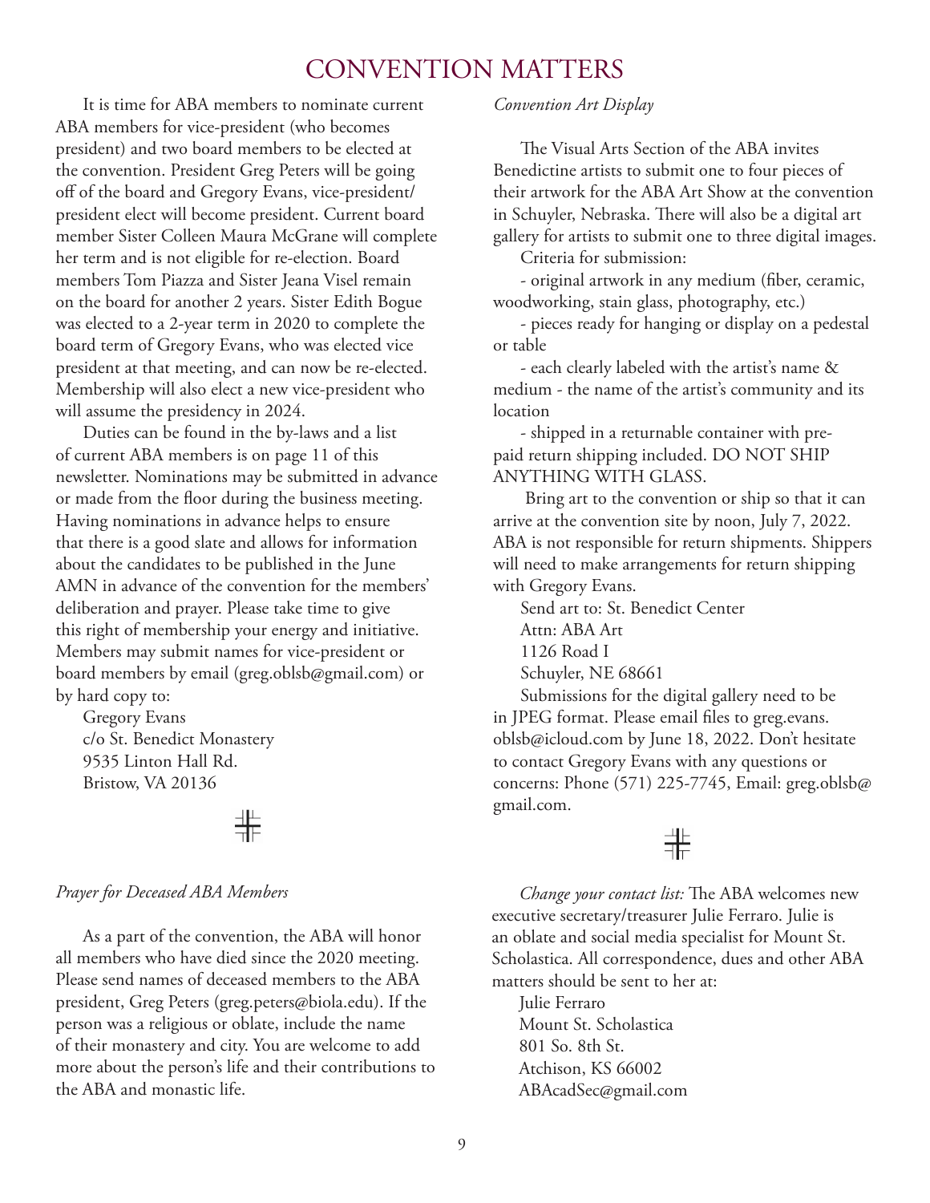# CONVENTION MATTERS

It is time for ABA members to nominate current ABA members for vice-president (who becomes president) and two board members to be elected at the convention. President Greg Peters will be going off of the board and Gregory Evans, vice-president/president elect will become president. Current board member Sister Colleen Maura McGrane will complete her term and is not eligible for re-election. Board members Tom Piazza and Sister Jeana Visel remain on the board for another 2 years. Sister Edith Bogue was elected to a 2-year term in 2020 to complete the board term of Gregory Evans, who was elected vice president at that meeting, and can now be re-elected. Membership will also elect a new vice-president who will assume the presidency in 2024.

Duties can be found in the by-laws and a list of current ABA members is on page 11 of this newsletter. Nominations may be submitted in advance or made from the floor during the business meeting. Having nominations in advance helps to ensure that there is a good slate and allows for information about the candidates to be published in the June AMN in advance of the convention for the members' deliberation and prayer. Please take time to give this right of membership your energy and initiative. Members may submit names for vice-president or board members by email (greg.oblsb@gmail.com) or by hard copy to:

Gregory Evans  
c/o St. Benedict Monastery  
9535 Linton Hall Rd.  
Bristow, VA 20136

*Prayer for Deceased ABA Members*

As a part of the convention, the ABA will honor all members who have died since the 2020 meeting. Please send names of deceased members to the ABA president, Greg Peters (greg.peters@biola.edu). If the person was a religious or oblate, include the name of their monastery and city. You are welcome to add more about the person's life and their contributions to the ABA and monastic life.

*Convention Art Display*

The Visual Arts Section of the ABA invites Benedictine artists to submit one to four pieces of their artwork for the ABA Art Show at the convention in Schuyler, Nebraska. There will also be a digital art gallery for artists to submit one to three digital images.

Criteria for submission:

- original artwork in any medium (fiber, ceramic, woodworking, stain glass, photography, etc.)
- pieces ready for hanging or display on a pedestal or table
- each clearly labeled with the artist's name & medium - the name of the artist's community and its location
- shipped in a returnable container with pre-paid return shipping included. DO NOT SHIP ANYTHING WITH GLASS.

Bring art to the convention or ship so that it can arrive at the convention site by noon, July 7, 2022. ABA is not responsible for return shipments. Shippers will need to make arrangements for return shipping with Gregory Evans.

Send art to: St. Benedict Center  
Attn: ABA Art  
1126 Road I  
Schuyler, NE 68661

Submissions for the digital gallery need to be in JPEG format. Please email files to greg.evans.oblsb@icloud.com by June 18, 2022. Don't hesitate to contact Gregory Evans with any questions or concerns: Phone (571) 225-7745, Email: greg.oblsb@gmail.com.

*Change your contact list:* The ABA welcomes new executive secretary/treasurer Julie Ferraro. Julie is an oblate and social media specialist for Mount St. Scholastica. All correspondence, dues and other ABA matters should be sent to her at:

Julie Ferraro  
Mount St. Scholastica  
801 So. 8th St.  
Atchison, KS 66002  
ABAcadSec@gmail.com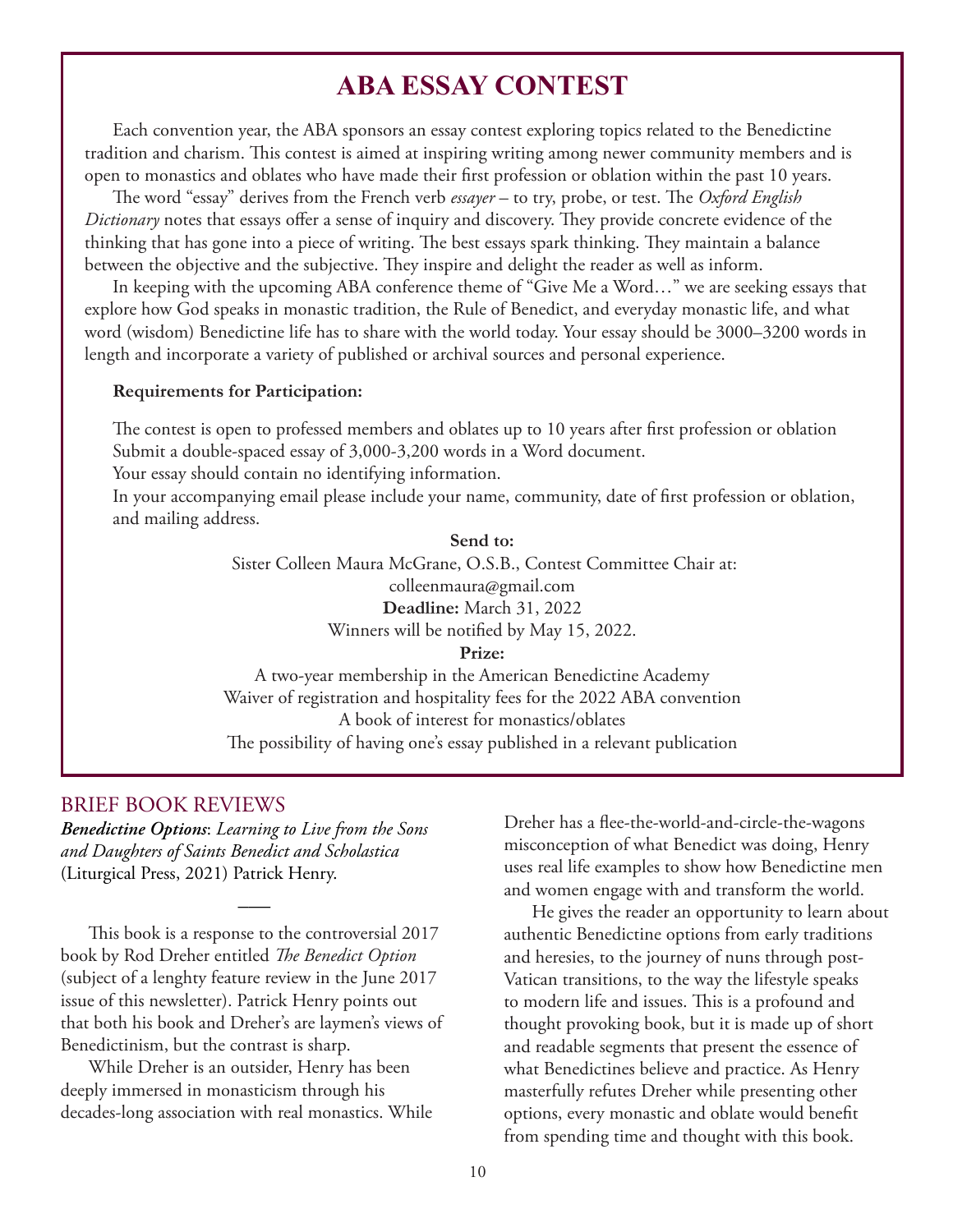# ABA ESSAY CONTEST

Each convention year, the ABA sponsors an essay contest exploring topics related to the Benedictine tradition and charism. This contest is aimed at inspiring writing among newer community members and is open to monastics and oblates who have made their first profession or oblation within the past 10 years.

The word "essay" derives from the French verb *essayer* – to try, probe, or test. The *Oxford English Dictionary* notes that essays offer a sense of inquiry and discovery. They provide concrete evidence of the thinking that has gone into a piece of writing. The best essays spark thinking. They maintain a balance between the objective and the subjective. They inspire and delight the reader as well as inform.

In keeping with the upcoming ABA conference theme of "Give Me a Word…" we are seeking essays that explore how God speaks in monastic tradition, the Rule of Benedict, and everyday monastic life, and what word (wisdom) Benedictine life has to share with the world today. Your essay should be 3000–3200 words in length and incorporate a variety of published or archival sources and personal experience.

**Requirements for Participation:**

The contest is open to professed members and oblates up to 10 years after first profession or oblation
Submit a double-spaced essay of 3,000-3,200 words in a Word document.
Your essay should contain no identifying information.
In your accompanying email please include your name, community, date of first profession or oblation, and mailing address.

**Send to:**
Sister Colleen Maura McGrane, O.S.B., Contest Committee Chair at:
colleenmaura@gmail.com
**Deadline:** March 31, 2022
Winners will be notified by May 15, 2022.

**Prize:**
A two-year membership in the American Benedictine Academy
Waiver of registration and hospitality fees for the 2022 ABA convention
A book of interest for monastics/oblates
The possibility of having one's essay published in a relevant publication

## BRIEF BOOK REVIEWS

***Benedictine Options**: Learning to Live from the Sons and Daughters of Saints Benedict and Scholastica* (Liturgical Press, 2021) Patrick Henry.

This book is a response to the controversial 2017 book by Rod Dreher entitled *The Benedict Option* (subject of a lenghty feature review in the June 2017 issue of this newsletter). Patrick Henry points out that both his book and Dreher's are laymen's views of Benedictinism, but the contrast is sharp.

While Dreher is an outsider, Henry has been deeply immersed in monasticism through his decades-long association with real monastics. While Dreher has a flee-the-world-and-circle-the-wagons misconception of what Benedict was doing, Henry uses real life examples to show how Benedictine men and women engage with and transform the world.

He gives the reader an opportunity to learn about authentic Benedictine options from early traditions and heresies, to the journey of nuns through post-Vatican transitions, to the way the lifestyle speaks to modern life and issues. This is a profound and thought provoking book, but it is made up of short and readable segments that present the essence of what Benedictines believe and practice. As Henry masterfully refutes Dreher while presenting other options, every monastic and oblate would benefit from spending time and thought with this book.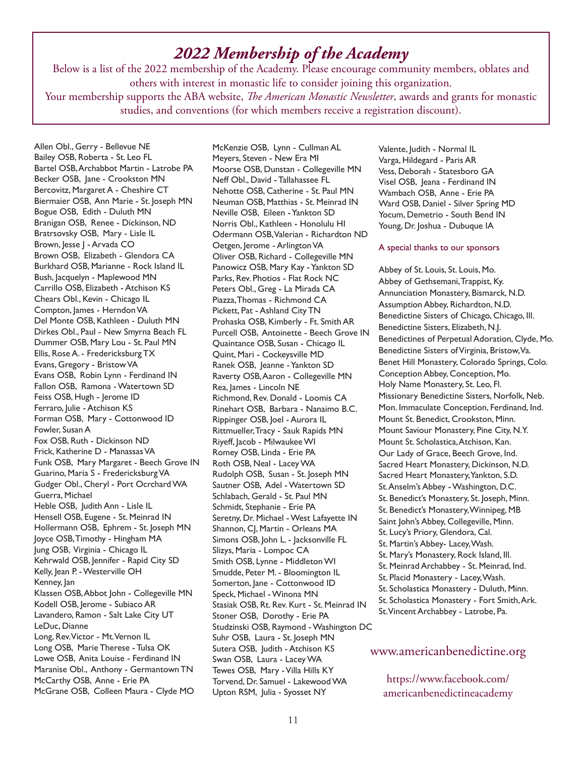# *2022 Membership of the Academy*

Below is a list of the 2022 membership of the Academy. Please encourage community members, oblates and others with interest in monastic life to consider joining this organization.
Your membership supports the ABA website, *The American Monastic Newsletter*, awards and grants for monastic studies, and conventions (for which members receive a registration discount).

Allen Obl., Gerry - Bellevue NE
Bailey OSB, Roberta - St. Leo FL
Bartel OSB, Archabbot Martin - Latrobe PA
Becker OSB, Jane - Crookston MN
Bercovitz, Margaret A - Cheshire CT
Biermaier OSB, Ann Marie - St. Joseph MN
Bogue OSB, Edith - Duluth MN
Branigan OSB, Renee - Dickinson, ND
Bratrsovsky OSB, Mary - Lisle IL
Brown, Jesse J - Arvada CO
Brown OSB, Elizabeth - Glendora CA
Burkhard OSB, Marianne - Rock Island IL
Bush, Jacquelyn - Maplewood MN
Carrillo OSB, Elizabeth - Atchison KS
Chears Obl., Kevin - Chicago IL
Compton, James - Herndon VA
Del Monte OSB, Kathleen - Duluth MN
Dirkes Obl., Paul - New Smyrna Beach FL
Dummer OSB, Mary Lou - St. Paul MN
Ellis, Rose A. - Fredericksburg TX
Evans, Gregory - Bristow VA
Evans OSB, Robin Lynn - Ferdinand IN
Fallon OSB, Ramona - Watertown SD
Feiss OSB, Hugh - Jerome ID
Ferraro, Julie - Atchison KS
Forman OSB, Mary - Cottonwood ID
Fowler, Susan A
Fox OSB, Ruth - Dickinson ND
Frick, Katherine D - Manassas VA
Funk OSB, Mary Margaret - Beech Grove IN
Guarino, Maria S - Fredericksburg VA
Gudger Obl., Cheryl - Port Ocrchard WA
Guerra, Michael
Heble OSB, Judith Ann - Lisle IL
Hensell OSB, Eugene - St. Meinrad IN
Hollermann OSB, Ephrem - St. Joseph MN
Joyce OSB, Timothy - Hingham MA
Jung OSB, Virginia - Chicago IL
Kehrwald OSB, Jennifer - Rapid City SD
Kelly, Jean P. - Westerville OH
Kenney, Jan
Klassen OSB, Abbot John - Collegeville MN
Kodell OSB, Jerome - Subiaco AR
Lavandero, Ramon - Salt Lake City UT
LeDuc, Dianne
Long, Rev. Victor - Mt. Vernon IL
Long OSB, Marie Therese - Tulsa OK
Lowe OSB, Anita Louise - Ferdinand IN
Maranise Obl., Anthony - Germantown TN
McCarthy OSB, Anne - Erie PA
McGrane OSB, Colleen Maura - Clyde MO
McKenzie OSB, Lynn - Cullman AL
Meyers, Steven - New Era MI
Moorse OSB, Dunstan - Collegeville MN
Neff Obl., David - Tallahassee FL
Nehotte OSB, Catherine - St. Paul MN
Neuman OSB, Matthias - St. Meinrad IN
Neville OSB, Eileen - Yankton SD
Norris Obl., Kathleen - Honolulu HI
Odermann OSB, Valerian - Richardton ND
Oetgen, Jerome - Arlington VA
Oliver OSB, Richard - Collegeville MN
Panowicz OSB, Mary Kay - Yankton SD
Parks, Rev. Photios - Flat Rock NC
Peters Obl., Greg - La Mirada CA
Piazza, Thomas - Richmond CA
Pickett, Pat - Ashland City TN
Prohaska OSB, Kimberly - Ft. Smith AR
Purcell OSB, Antoinette - Beech Grove IN
Quaintance OSB, Susan - Chicago IL
Quint, Mari - Cockeysville MD
Ranek OSB, Jeanne - Yankton SD
Raverty OSB, Aaron - Collegeville MN
Rea, James - Lincoln NE
Richmond, Rev. Donald - Loomis CA
Rinehart OSB, Barbara - Nanaimo B.C.
Rippinger OSB, Joel - Aurora IL
Rittmueller, Tracy - Sauk Rapids MN
Riyeff, Jacob - Milwaukee WI
Romey OSB, Linda - Erie PA
Roth OSB, Neal - Lacey WA
Rudolph OSB, Susan - St. Joseph MN
Sautner OSB, Adel - Watertown SD
Schlabach, Gerald - St. Paul MN
Schmidt, Stephanie - Erie PA
Seretny, Dr. Michael - West Lafayette IN
Shannon, CJ, Martin - Orleans MA
Simons OSB, John L. - Jacksonville FL
Slizys, Maria - Lompoc CA
Smith OSB, Lynne - Middleton WI
Smudde, Peter M. - Bloomington IL
Somerton, Jane - Cottonwood ID
Speck, Michael - Winona MN
Stasiak OSB, Rt. Rev. Kurt - St. Meinrad IN
Stoner OSB, Dorothy - Erie PA
Studzinski OSB, Raymond - Washington DC
Suhr OSB, Laura - St. Joseph MN
Sutera OSB, Judith - Atchison KS
Swan OSB, Laura - Lacey WA
Tewes OSB, Mary - Villa Hills KY
Torvend, Dr. Samuel - Lakewood WA
Upton RSM, Julia - Syosset NY
Valente, Judith - Normal IL
Varga, Hildegard - Paris AR
Vess, Deborah - Statesboro GA
Visel OSB, Jeana - Ferdinand IN
Wambach OSB, Anne - Erie PA
Ward OSB, Daniel - Silver Spring MD
Yocum, Demetrio - South Bend IN
Young, Dr. Joshua - Dubuque IA

A special thanks to our sponsors

Abbey of St. Louis, St. Louis, Mo.
Abbey of Gethsemani, Trappist, Ky.
Annunciation Monastery, Bismarck, N.D.
Assumption Abbey, Richardton, N.D.
Benedictine Sisters of Chicago, Chicago, Ill.
Benedictine Sisters, Elizabeth, N.J.
Benedictines of Perpetual Adoration, Clyde, Mo.
Benedictine Sisters of Virginia, Bristow, Va.
Benet Hill Monastery, Colorado Springs, Colo.
Conception Abbey, Conception, Mo.
Holy Name Monastery, St. Leo, Fl.
Missionary Benedictine Sisters, Norfolk, Neb.
Mon. Immaculate Conception, Ferdinand, Ind.
Mount St. Benedict, Crookston, Minn.
Mount Saviour Monastery, Pine City, N.Y.
Mount St. Scholastica, Atchison, Kan.
Our Lady of Grace, Beech Grove, Ind.
Sacred Heart Monastery, Dickinson, N.D.
Sacred Heart Monastery, Yankton, S.D.
St. Anselm's Abbey - Washington, D.C.
St. Benedict's Monastery, St. Joseph, Minn.
St. Benedict's Monastery, Winnipeg, MB
Saint John's Abbey, Collegeville, Minn.
St. Lucy's Priory, Glendora, Cal.
St. Martin's Abbey- Lacey, Wash.
St. Mary's Monastery, Rock Island, Ill.
St. Meinrad Archabbey - St. Meinrad, Ind.
St. Placid Monastery - Lacey, Wash.
St. Scholastica Monastery - Duluth, Minn.
St. Scholastica Monastery - Fort Smith, Ark.
St. Vincent Archabbey - Latrobe, Pa.

www.americanbenedictine.org

https://www.facebook.com/americanbenedictineacademy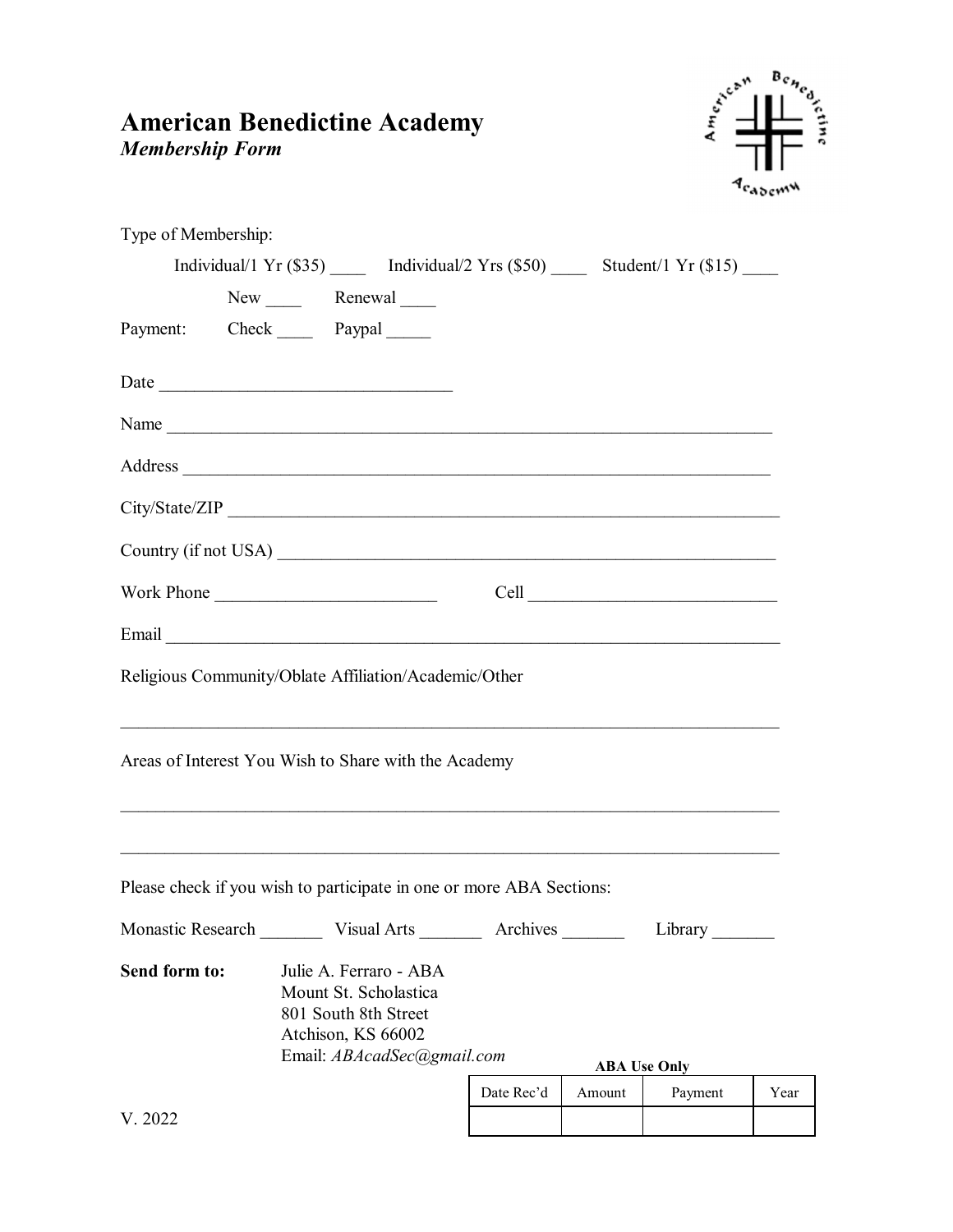# American Benedictine Academy

***Membership Form***

Type of Membership:

Individual/1 Yr ($35) ____ Individual/2 Yrs ($50) ____ Student/1 Yr ($15) ____

New ____ Renewal ____

Payment: Check ____ Paypal _____

Date _________________________________

Name ____________________________________________________________________

Address __________________________________________________________________

City/State/ZIP _____________________________________________________________

Country (if not USA) _______________________________________________________

Work Phone _________________________ Cell ____________________________

Email ____________________________________________________________________

Religious Community/Oblate Affiliation/Academic/Other

__________________________________________________________________________

Areas of Interest You Wish to Share with the Academy

__________________________________________________________________________

__________________________________________________________________________

Please check if you wish to participate in one or more ABA Sections:

Monastic Research _______ Visual Arts _______ Archives _______ Library _______

**Send form to:** Julie A. Ferraro - ABA
Mount St. Scholastica
801 South 8th Street
Atchison, KS 66002
Email: *ABAcadSec@gmail.com*

**ABA Use Only**

| Date Rec'd | Amount | Payment | Year |
|---|---|---|---|
| | | | |

V. 2022